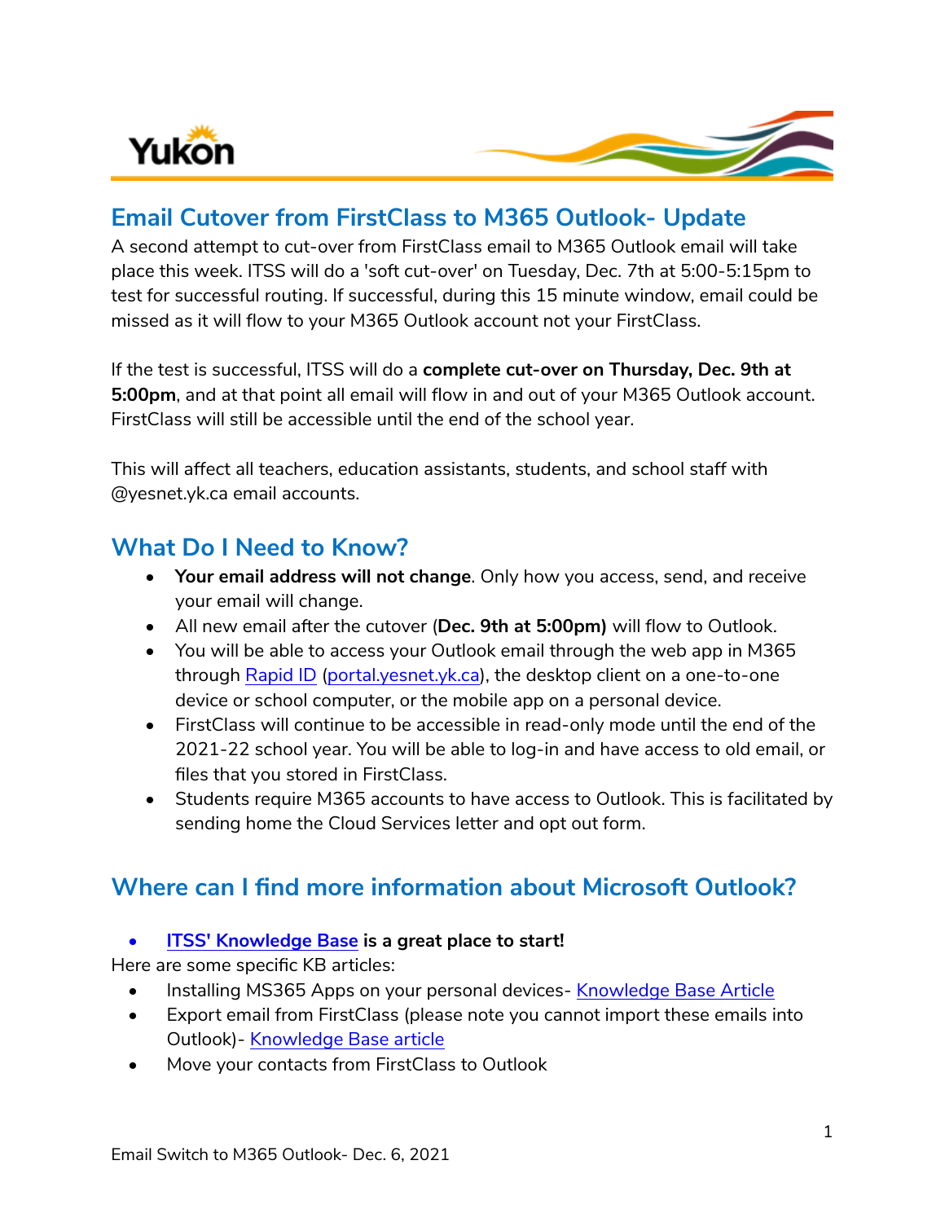Yukon

## Email Cutover from FirstClass to M365 Outlook- Update

A second attempt to cut-over from FirstClass email to M365 Outlook email will take place this week. ITSS will do a 'soft cut-over' on Tuesday, Dec. 7th at 5:00-5:15pm to test for successful routing. If successful, during this 15 minute window, email could be missed as it will flow to your M365 Outlook account not your FirstClass.

If the test is successful, ITSS will do a **complete cut-over on Thursday, Dec. 9th at 5:00pm**, and at that point all email will flow in and out of your M365 Outlook account. FirstClass will still be accessible until the end of the school year.

This will affect all teachers, education assistants, students, and school staff with @yesnet.yk.ca email accounts.

## What Do I Need to Know?

- **Your email address will not change**. Only how you access, send, and receive your email will change.
- All new email after the cutover (**Dec. 9th at 5:00pm)** will flow to Outlook.
- You will be able to access your Outlook email through the web app in M365 through Rapid ID (portal.yesnet.yk.ca), the desktop client on a one-to-one device or school computer, or the mobile app on a personal device.
- FirstClass will continue to be accessible in read-only mode until the end of the 2021-22 school year. You will be able to log-in and have access to old email, or files that you stored in FirstClass.
- Students require M365 accounts to have access to Outlook. This is facilitated by sending home the Cloud Services letter and opt out form.

## Where can I find more information about Microsoft Outlook?

- **ITSS' Knowledge Base is a great place to start!**

Here are some specific KB articles:

- Installing MS365 Apps on your personal devices- Knowledge Base Article
- Export email from FirstClass (please note you cannot import these emails into Outlook)- Knowledge Base article
- Move your contacts from FirstClass to Outlook

Email Switch to M365 Outlook- Dec. 6, 2021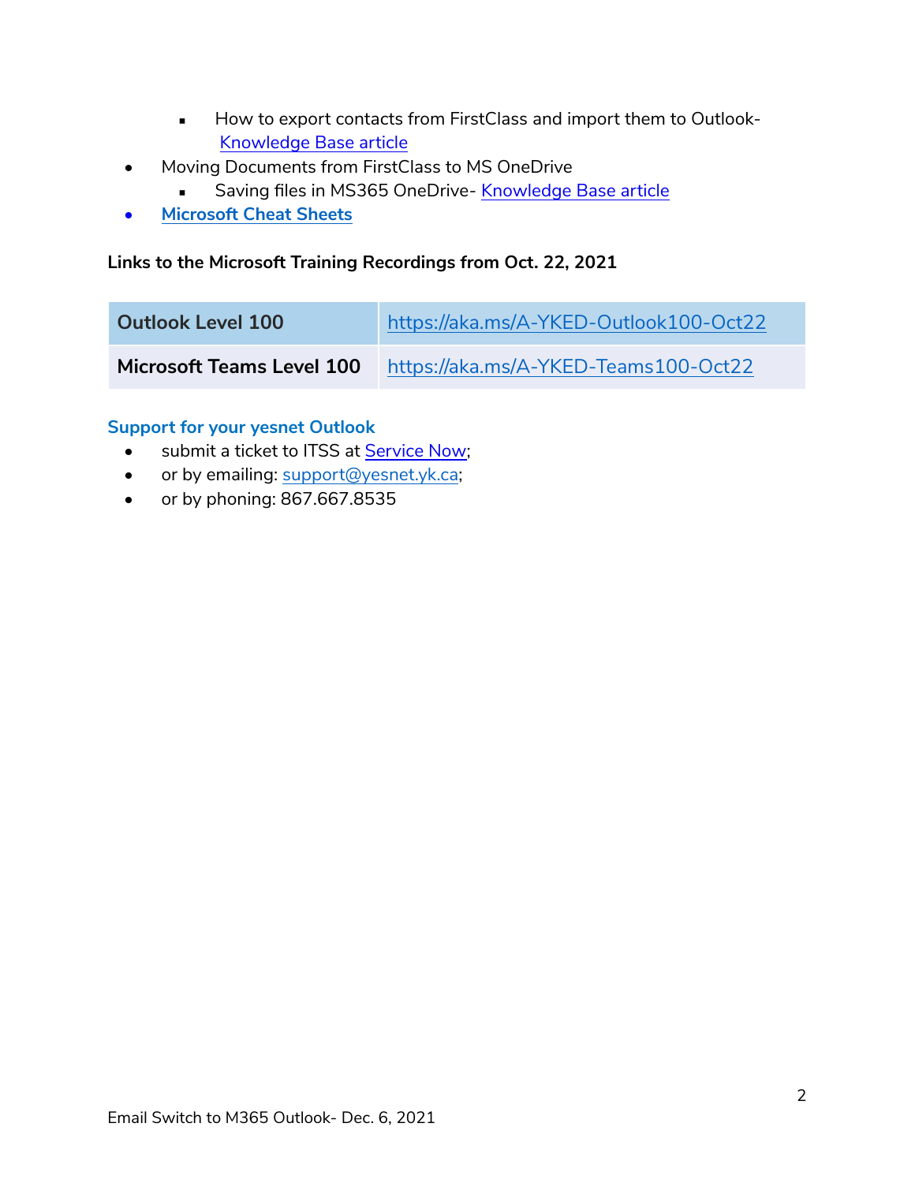- How to export contacts from FirstClass and import them to Outlook- Knowledge Base article
- Moving Documents from FirstClass to MS OneDrive
    - Saving files in MS365 OneDrive- Knowledge Base article
- **Microsoft Cheat Sheets**

**Links to the Microsoft Training Recordings from Oct. 22, 2021**

| | |
|---|---|
| **Outlook Level 100** | https://aka.ms/A-YKED-Outlook100-Oct22 |
| **Microsoft Teams Level 100** | https://aka.ms/A-YKED-Teams100-Oct22 |

### Support for your yesnet Outlook

- submit a ticket to ITSS at Service Now;
- or by emailing: support@yesnet.yk.ca;
- or by phoning: 867.667.8535